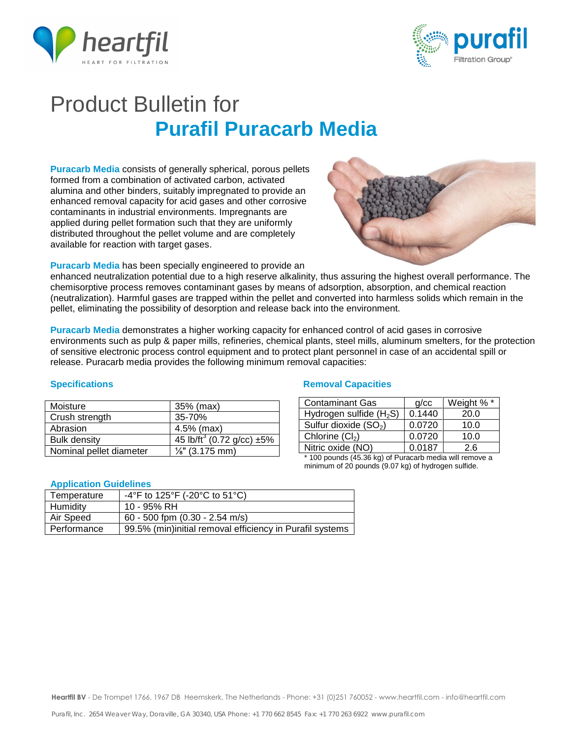# Product Bulletin for

## Purafil Puracarb Media

**Puracarb Media** consists of generally spherical, porous pellets formed from a combination of activated carbon, activated alumina and other binders, suitably impregnated to provide an enhanced removal capacity for acid gases and other corrosive contaminants in industrial environments. Impregnants are applied during pellet formation such that they are uniformly distributed throughout the pellet volume and are completely available for reaction with target gases.

**Puracarb Media** has been specially engineered to provide an enhanced neutralization potential due to a high reserve alkalinity, thus assuring the highest overall performance. The chemisorptive process removes contaminant gases by means of adsorption, absorption, and chemical reaction (neutralization). Harmful gases are trapped within the pellet and converted into harmless solids which remain in the pellet, eliminating the possibility of desorption and release back into the environment.

**Puracarb Media** demonstrates a higher working capacity for enhanced control of acid gases in corrosive environments such as pulp & paper mills, refineries, chemical plants, steel mills, aluminum smelters, for the protection of sensitive electronic process control equipment and to protect plant personnel in case of an accidental spill or release. Puracarb media provides the following minimum removal capacities:

### Specifications

| | |
|---|---|
| Moisture | 35% (max) |
| Crush strength | 35-70% |
| Abrasion | 4.5% (max) |
| Bulk density | 45 lb/ft$^3$ (0.72 g/cc) ±5% |
| Nominal pellet diameter | ⅛" (3.175 mm) |

### Removal Capacities

| Contaminant Gas | g/cc | Weight % * |
|---|---|---|
| Hydrogen sulfide ($H_2S$) | 0.1440 | 20.0 |
| Sulfur dioxide ($SO_2$) | 0.0720 | 10.0 |
| Chlorine ($Cl_2$) | 0.0720 | 10.0 |
| Nitric oxide (NO) | 0.0187 | 2.6 |

* 100 pounds (45.36 kg) of Puracarb media will remove a minimum of 20 pounds (9.07 kg) of hydrogen sulfide.

### Application Guidelines

| | |
|---|---|
| Temperature | -4°F to 125°F (-20°C to 51°C) |
| Humidity | 10 - 95% RH |
| Air Speed | 60 - 500 fpm (0.30 - 2.54 m/s) |
| Performance | 99.5% (min)initial removal efficiency in Purafil systems |

**Heartfil BV** - De Trompet 1766, 1967 DB Heemskerk, The Netherlands - Phone: +31 (0)251 760052 - www.heartfil.com - info@heartfil.com

Purafil, Inc. 2654 Weaver Way, Doraville, GA 30340, USA Phone: +1 770 662 8545 Fax: +1 770 263 6922 www.purafil.com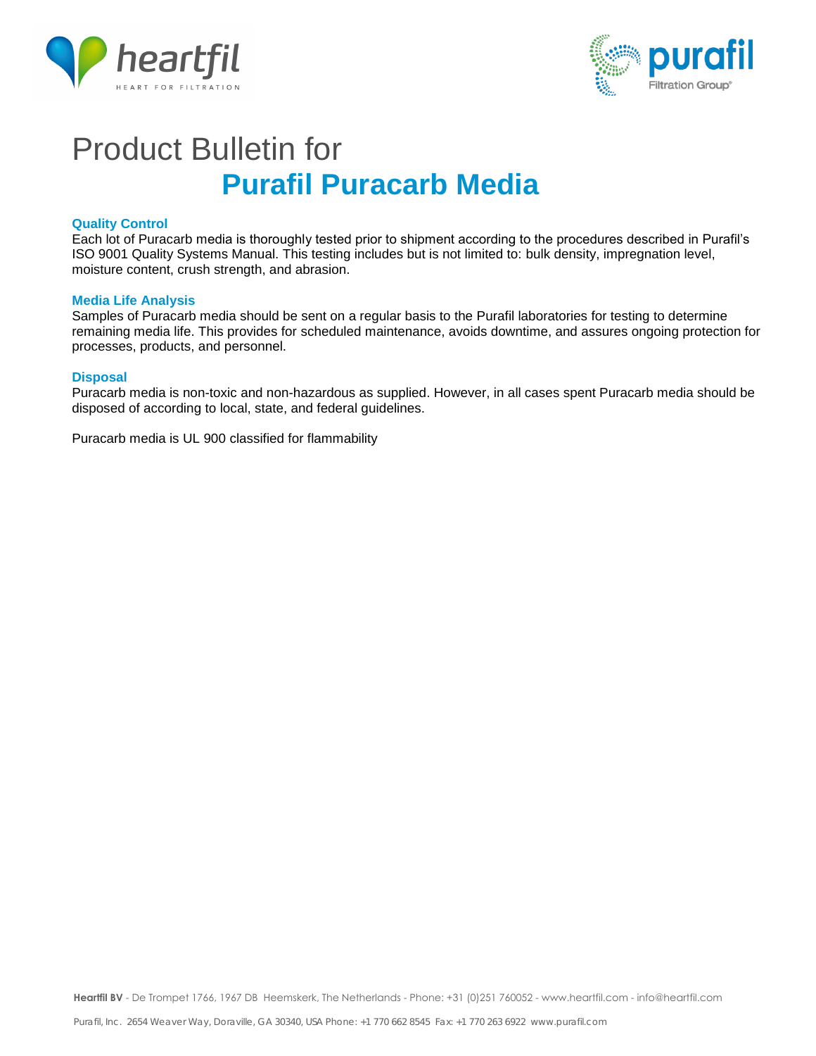# Product Bulletin for

## Purafil Puracarb Media

### Quality Control

Each lot of Puracarb media is thoroughly tested prior to shipment according to the procedures described in Purafil's ISO 9001 Quality Systems Manual. This testing includes but is not limited to: bulk density, impregnation level, moisture content, crush strength, and abrasion.

### Media Life Analysis

Samples of Puracarb media should be sent on a regular basis to the Purafil laboratories for testing to determine remaining media life. This provides for scheduled maintenance, avoids downtime, and assures ongoing protection for processes, products, and personnel.

### Disposal

Puracarb media is non-toxic and non-hazardous as supplied. However, in all cases spent Puracarb media should be disposed of according to local, state, and federal guidelines.

Puracarb media is UL 900 classified for flammability